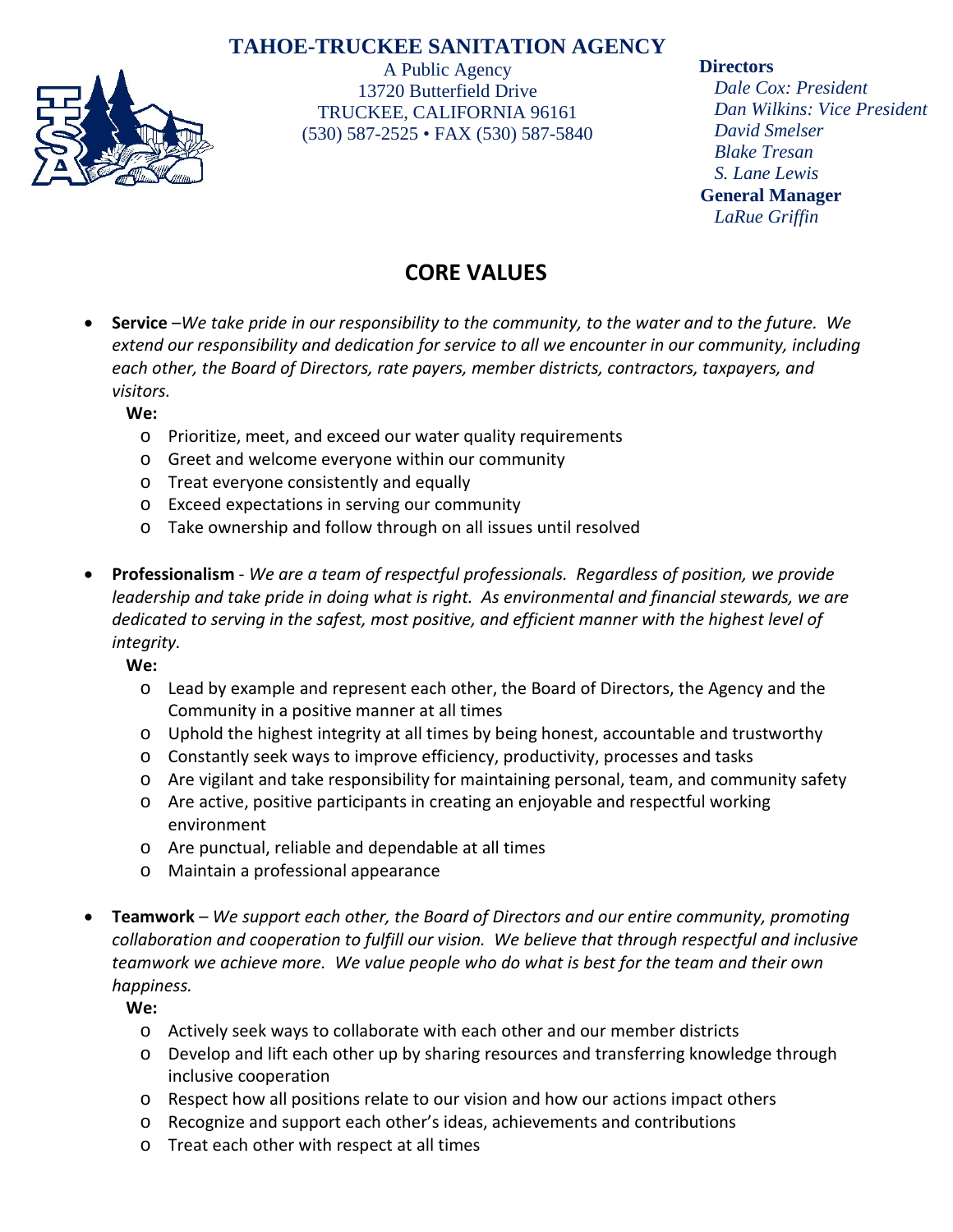# TAHOE-TRUCKEE SANITATION AGENCY

A Public Agency
13720 Butterfield Drive
TRUCKEE, CALIFORNIA 96161
(530) 587-2525 • FAX (530) 587-5840

**Directors**
*Dale Cox: President*
*Dan Wilkins: Vice President*
*David Smelser*
*Blake Tresan*
*S. Lane Lewis*

**General Manager**
*LaRue Griffin*

## CORE VALUES

- **Service** –*We take pride in our responsibility to the community, to the water and to the future. We extend our responsibility and dedication for service to all we encounter in our community, including each other, the Board of Directors, rate payers, member districts, contractors, taxpayers, and visitors.*

  **We:**
  - Prioritize, meet, and exceed our water quality requirements
  - Greet and welcome everyone within our community
  - Treat everyone consistently and equally
  - Exceed expectations in serving our community
  - Take ownership and follow through on all issues until resolved

- **Professionalism** - *We are a team of respectful professionals. Regardless of position, we provide leadership and take pride in doing what is right. As environmental and financial stewards, we are dedicated to serving in the safest, most positive, and efficient manner with the highest level of integrity.*

  **We:**
  - Lead by example and represent each other, the Board of Directors, the Agency and the Community in a positive manner at all times
  - Uphold the highest integrity at all times by being honest, accountable and trustworthy
  - Constantly seek ways to improve efficiency, productivity, processes and tasks
  - Are vigilant and take responsibility for maintaining personal, team, and community safety
  - Are active, positive participants in creating an enjoyable and respectful working environment
  - Are punctual, reliable and dependable at all times
  - Maintain a professional appearance

- **Teamwork** – *We support each other, the Board of Directors and our entire community, promoting collaboration and cooperation to fulfill our vision. We believe that through respectful and inclusive teamwork we achieve more. We value people who do what is best for the team and their own happiness.*

  **We:**
  - Actively seek ways to collaborate with each other and our member districts
  - Develop and lift each other up by sharing resources and transferring knowledge through inclusive cooperation
  - Respect how all positions relate to our vision and how our actions impact others
  - Recognize and support each other's ideas, achievements and contributions
  - Treat each other with respect at all times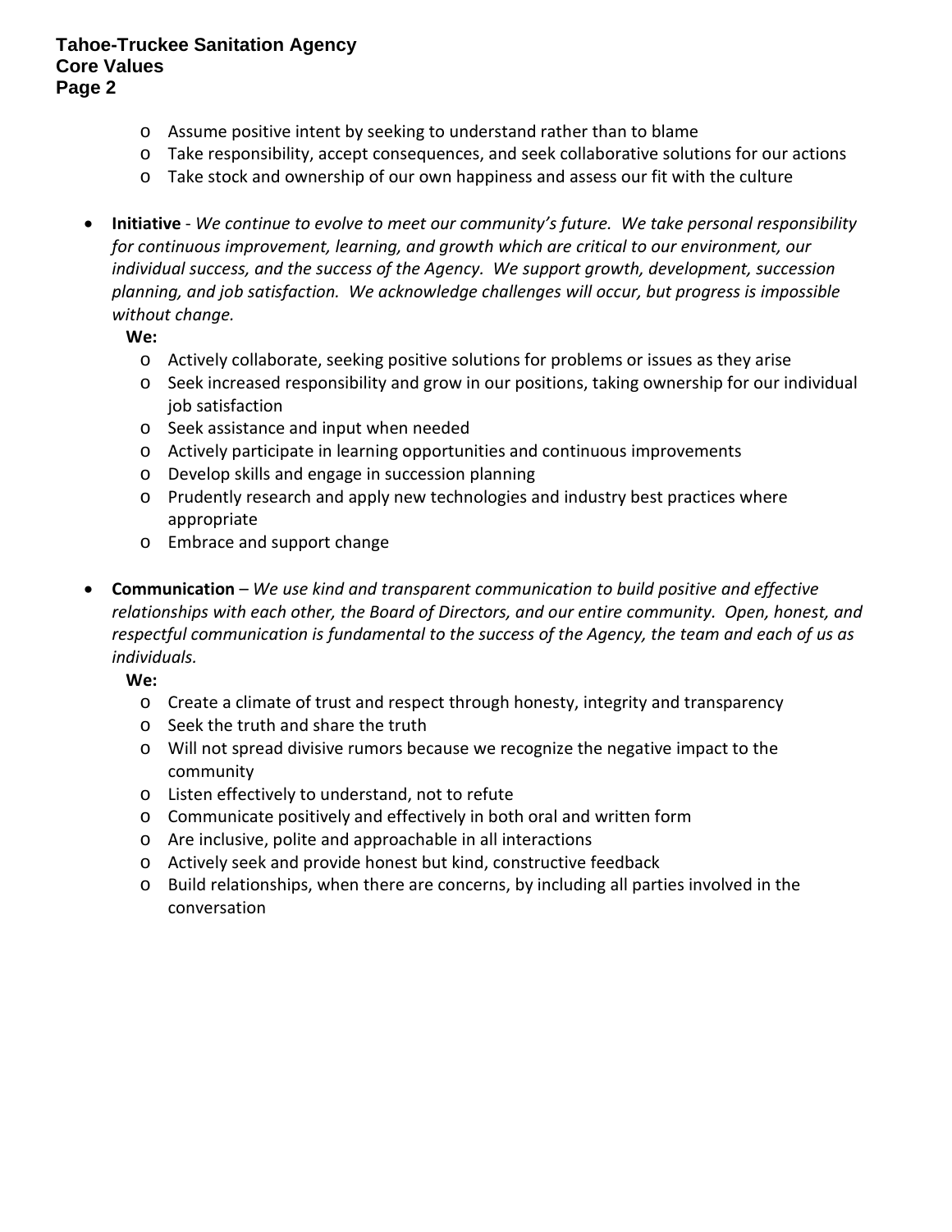- Assume positive intent by seeking to understand rather than to blame
- Take responsibility, accept consequences, and seek collaborative solutions for our actions
- Take stock and ownership of our own happiness and assess our fit with the culture

- **Initiative** - *We continue to evolve to meet our community's future. We take personal responsibility for continuous improvement, learning, and growth which are critical to our environment, our individual success, and the success of the Agency. We support growth, development, succession planning, and job satisfaction. We acknowledge challenges will occur, but progress is impossible without change.*

  **We:**
  - Actively collaborate, seeking positive solutions for problems or issues as they arise
  - Seek increased responsibility and grow in our positions, taking ownership for our individual job satisfaction
  - Seek assistance and input when needed
  - Actively participate in learning opportunities and continuous improvements
  - Develop skills and engage in succession planning
  - Prudently research and apply new technologies and industry best practices where appropriate
  - Embrace and support change

- **Communication** – *We use kind and transparent communication to build positive and effective relationships with each other, the Board of Directors, and our entire community. Open, honest, and respectful communication is fundamental to the success of the Agency, the team and each of us as individuals.*

  **We:**
  - Create a climate of trust and respect through honesty, integrity and transparency
  - Seek the truth and share the truth
  - Will not spread divisive rumors because we recognize the negative impact to the community
  - Listen effectively to understand, not to refute
  - Communicate positively and effectively in both oral and written form
  - Are inclusive, polite and approachable in all interactions
  - Actively seek and provide honest but kind, constructive feedback
  - Build relationships, when there are concerns, by including all parties involved in the conversation